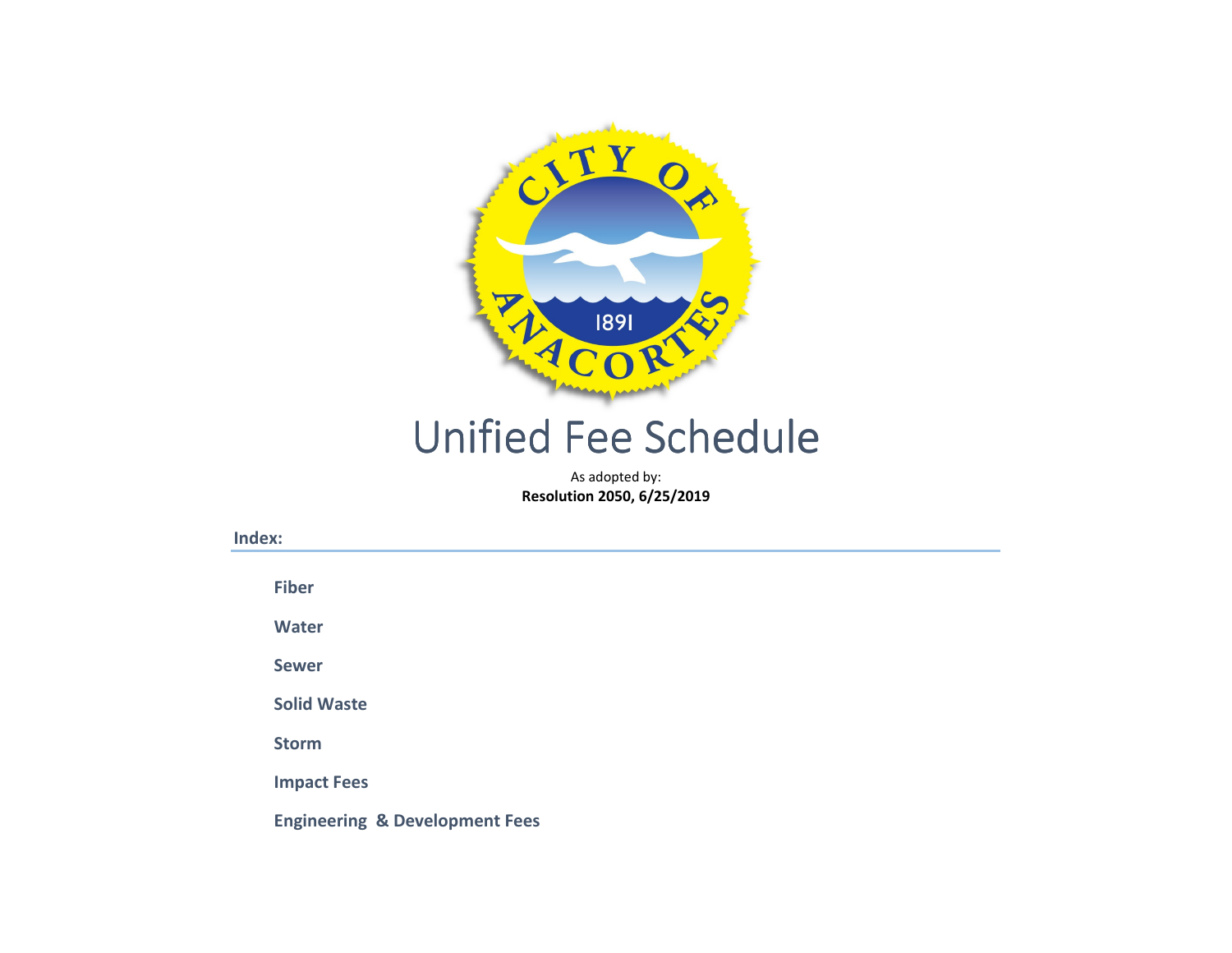# Unified Fee Schedule

As adopted by:
**Resolution 2050, 6/25/2019**

## Index:

- **Fiber**
- **Water**
- **Sewer**
- **Solid Waste**
- **Storm**
- **Impact Fees**
- **Engineering & Development Fees**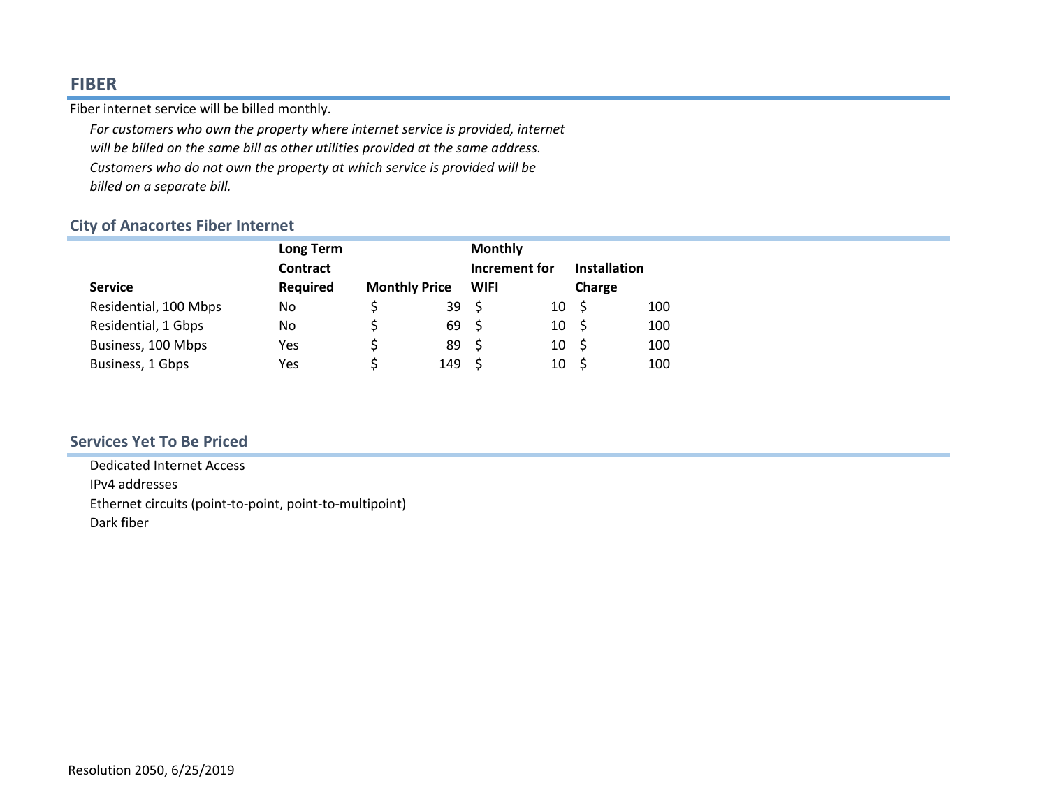## FIBER

Fiber internet service will be billed monthly.

*For customers who own the property where internet service is provided, internet will be billed on the same bill as other utilities provided at the same address. Customers who do not own the property at which service is provided will be billed on a separate bill.*

### City of Anacortes Fiber Internet

| Service | Long Term Contract Required | Monthly Price | Monthly Increment for WIFI | Installation Charge |
|---|---|---|---|---|
| Residential, 100 Mbps | No | $ 39 | $ 10 | $ 100 |
| Residential, 1 Gbps | No | $ 69 | $ 10 | $ 100 |
| Business, 100 Mbps | Yes | $ 89 | $ 10 | $ 100 |
| Business, 1 Gbps | Yes | $ 149 | $ 10 | $ 100 |

### Services Yet To Be Priced

Dedicated Internet Access
IPv4 addresses
Ethernet circuits (point-to-point, point-to-multipoint)
Dark fiber

Resolution 2050, 6/25/2019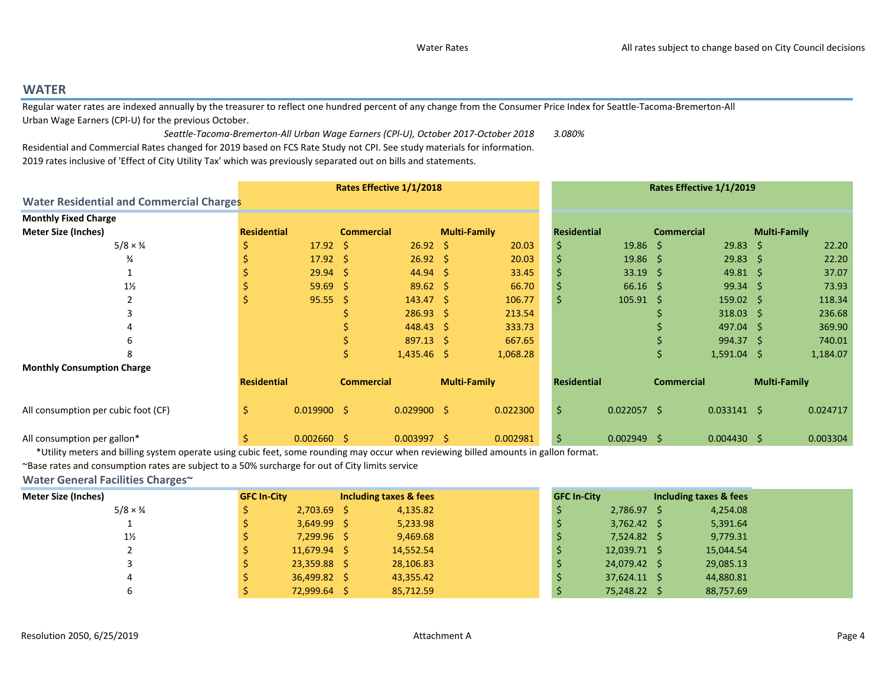## WATER

Regular water rates are indexed annually by the treasurer to reflect one hundred percent of any change from the Consumer Price Index for Seattle-Tacoma-Bremerton-All Urban Wage Earners (CPI-U) for the previous October.

*Seattle-Tacoma-Bremerton-All Urban Wage Earners (CPI-U), October 2017-October 2018* *3.080%*

Residential and Commercial Rates changed for 2019 based on FCS Rate Study not CPI. See study materials for information.
2019 rates inclusive of 'Effect of City Utility Tax' which was previously separated out on bills and statements.

### Water Residential and Commercial Charges

| | Rates Effective 1/1/2018 | | | Rates Effective 1/1/2019 | | |
|---|---|---|---|---|---|---|
| **Monthly Fixed Charge** | | | | | | |
| **Meter Size (Inches)** | **Residential** | **Commercial** | **Multi-Family** | **Residential** | **Commercial** | **Multi-Family** |
| 5/8 × ¾ | $ 17.92 | $ 26.92 | $ 20.03 | $ 19.86 | $ 29.83 | $ 22.20 |
| ¾ | $ 17.92 | $ 26.92 | $ 20.03 | $ 19.86 | $ 29.83 | $ 22.20 |
| 1 | $ 29.94 | $ 44.94 | $ 33.45 | $ 33.19 | $ 49.81 | $ 37.07 |
| 1½ | $ 59.69 | $ 89.62 | $ 66.70 | $ 66.16 | $ 99.34 | $ 73.93 |
| 2 | $ 95.55 | $ 143.47 | $ 106.77 | $ 105.91 | $ 159.02 | $ 118.34 |
| 3 | | $ 286.93 | $ 213.54 | | $ 318.03 | $ 236.68 |
| 4 | | $ 448.43 | $ 333.73 | | $ 497.04 | $ 369.90 |
| 6 | | $ 897.13 | $ 667.65 | | $ 994.37 | $ 740.01 |
| 8 | | $ 1,435.46 | $ 1,068.28 | | $ 1,591.04 | $ 1,184.07 |
| **Monthly Consumption Charge** | **Residential** | **Commercial** | **Multi-Family** | **Residential** | **Commercial** | **Multi-Family** |
| All consumption per cubic foot (CF) | $ 0.019900 | $ 0.029900 | $ 0.022300 | $ 0.022057 | $ 0.033141 | $ 0.024717 |
| All consumption per gallon* | $ 0.002660 | $ 0.003997 | $ 0.002981 | $ 0.002949 | $ 0.004430 | $ 0.003304 |

*Utility meters and billing system operate using cubic feet, some rounding may occur when reviewing billed amounts in gallon format.

~Base rates and consumption rates are subject to a 50% surcharge for out of City limits service

### Water General Facilities Charges~

| Meter Size (Inches) | GFC In-City (2018) | Including taxes & fees (2018) | GFC In-City (2019) | Including taxes & fees (2019) |
|---|---|---|---|---|
| 5/8 × ¾ | $ 2,703.69 | $ 4,135.82 | $ 2,786.97 | $ 4,254.08 |
| 1 | $ 3,649.99 | $ 5,233.98 | $ 3,762.42 | $ 5,391.64 |
| 1½ | $ 7,299.96 | $ 9,469.68 | $ 7,524.82 | $ 9,779.31 |
| 2 | $ 11,679.94 | $ 14,552.54 | $ 12,039.71 | $ 15,044.54 |
| 3 | $ 23,359.88 | $ 28,106.83 | $ 24,079.42 | $ 29,085.13 |
| 4 | $ 36,499.82 | $ 43,355.42 | $ 37,624.11 | $ 44,880.81 |
| 6 | $ 72,999.64 | $ 85,712.59 | $ 75,248.22 | $ 88,757.69 |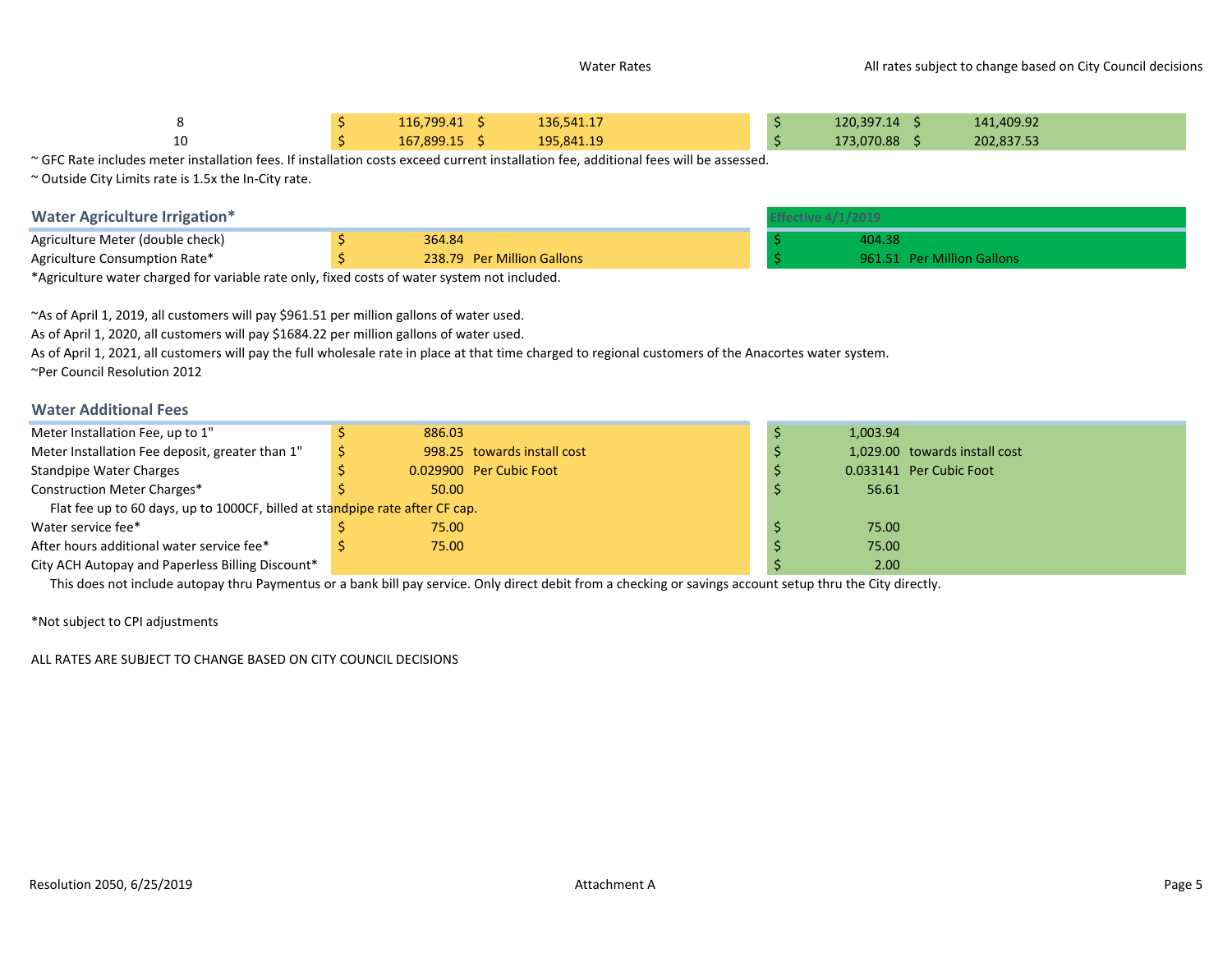| | | | | |
|---|---|---|---|---|
| 8 | $ 116,799.41 | $ 136,541.17 | $ 120,397.14 | $ 141,409.92 |
| 10 | $ 167,899.15 | $ 195,841.19 | $ 173,070.88 | $ 202,837.53 |

~ GFC Rate includes meter installation fees. If installation costs exceed current installation fee, additional fees will be assessed.

~ Outside City Limits rate is 1.5x the In-City rate.

## Water Agriculture Irrigation*

| | | Effective 4/1/2019 |
|---|---|---|
| Agriculture Meter (double check) | $ 364.84 | $ 404.38 |
| Agriculture Consumption Rate* | $ 238.79 Per Million Gallons | $ 961.51 Per Million Gallons |

*Agriculture water charged for variable rate only, fixed costs of water system not included.

~As of April 1, 2019, all customers will pay $961.51 per million gallons of water used.
As of April 1, 2020, all customers will pay $1684.22 per million gallons of water used.
As of April 1, 2021, all customers will pay the full wholesale rate in place at that time charged to regional customers of the Anacortes water system.
~Per Council Resolution 2012

## Water Additional Fees

| | | |
|---|---|---|
| Meter Installation Fee, up to 1" | $ 886.03 | $ 1,003.94 |
| Meter Installation Fee deposit, greater than 1" | $ 998.25 towards install cost | $ 1,029.00 towards install cost |
| Standpipe Water Charges | $ 0.029900 Per Cubic Foot | $ 0.033141 Per Cubic Foot |
| Construction Meter Charges* | $ 50.00 | $ 56.61 |
| Flat fee up to 60 days, up to 1000CF, billed at standpipe rate after CF cap. | | |
| Water service fee* | $ 75.00 | $ 75.00 |
| After hours additional water service fee* | $ 75.00 | $ 75.00 |
| City ACH Autopay and Paperless Billing Discount* | | $ 2.00 |

This does not include autopay thru Paymentus or a bank bill pay service. Only direct debit from a checking or savings account setup thru the City directly.

*Not subject to CPI adjustments

ALL RATES ARE SUBJECT TO CHANGE BASED ON CITY COUNCIL DECISIONS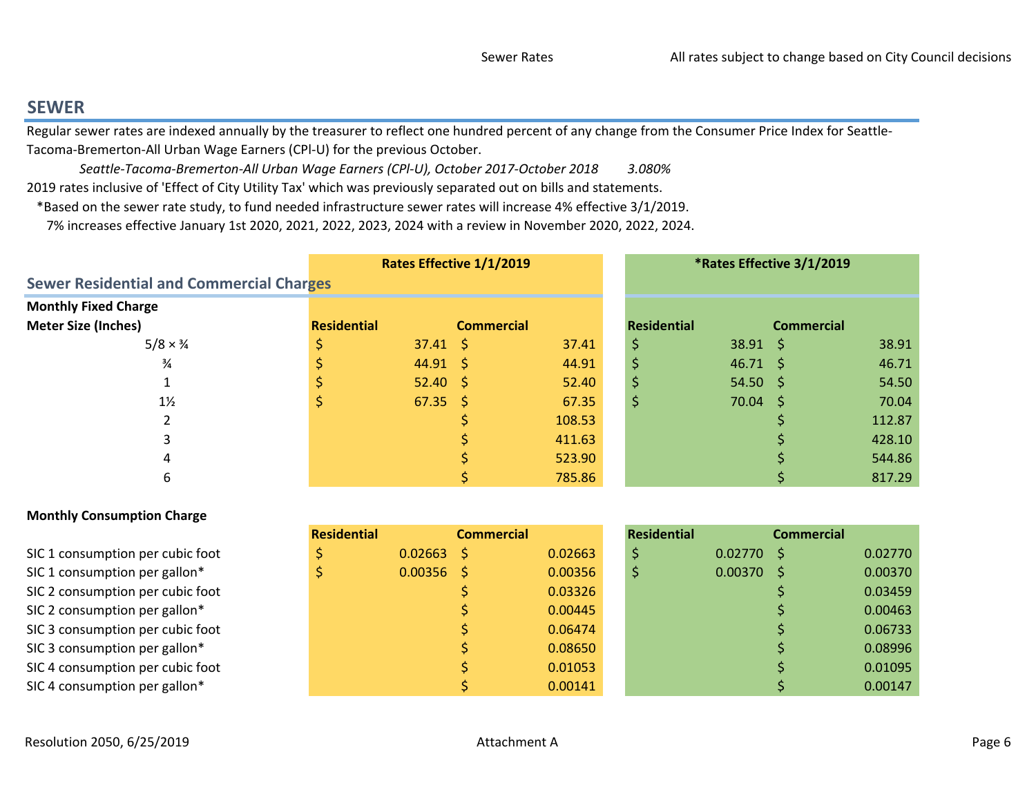## SEWER

Regular sewer rates are indexed annually by the treasurer to reflect one hundred percent of any change from the Consumer Price Index for Seattle-Tacoma-Bremerton-All Urban Wage Earners (CPI-U) for the previous October.

*Seattle-Tacoma-Bremerton-All Urban Wage Earners (CPI-U), October 2017-October 2018 3.080%*

2019 rates inclusive of 'Effect of City Utility Tax' which was previously separated out on bills and statements.

*Based on the sewer rate study, to fund needed infrastructure sewer rates will increase 4% effective 3/1/2019.

7% increases effective January 1st 2020, 2021, 2022, 2023, 2024 with a review in November 2020, 2022, 2024.

### Sewer Residential and Commercial Charges

| | Rates Effective 1/1/2019 | | *Rates Effective 3/1/2019 | |
|---|---|---|---|---|
| **Monthly Fixed Charge** | | | | |
| **Meter Size (Inches)** | **Residential** | **Commercial** | **Residential** | **Commercial** |
| 5/8 × ¾ | $ 37.41 | $ 37.41 | $ 38.91 | $ 38.91 |
| ¾ | $ 44.91 | $ 44.91 | $ 46.71 | $ 46.71 |
| 1 | $ 52.40 | $ 52.40 | $ 54.50 | $ 54.50 |
| 1½ | $ 67.35 | $ 67.35 | $ 70.04 | $ 70.04 |
| 2 | | $ 108.53 | | $ 112.87 |
| 3 | | $ 411.63 | | $ 428.10 |
| 4 | | $ 523.90 | | $ 544.86 |
| 6 | | $ 785.86 | | $ 817.29 |

| **Monthly Consumption Charge** | **Residential** | **Commercial** | **Residential** | **Commercial** |
|---|---|---|---|---|
| SIC 1 consumption per cubic foot | $ 0.02663 | $ 0.02663 | $ 0.02770 | $ 0.02770 |
| SIC 1 consumption per gallon* | $ 0.00356 | $ 0.00356 | $ 0.00370 | $ 0.00370 |
| SIC 2 consumption per cubic foot | | $ 0.03326 | | $ 0.03459 |
| SIC 2 consumption per gallon* | | $ 0.00445 | | $ 0.00463 |
| SIC 3 consumption per cubic foot | | $ 0.06474 | | $ 0.06733 |
| SIC 3 consumption per gallon* | | $ 0.08650 | | $ 0.08996 |
| SIC 4 consumption per cubic foot | | $ 0.01053 | | $ 0.01095 |
| SIC 4 consumption per gallon* | | $ 0.00141 | | $ 0.00147 |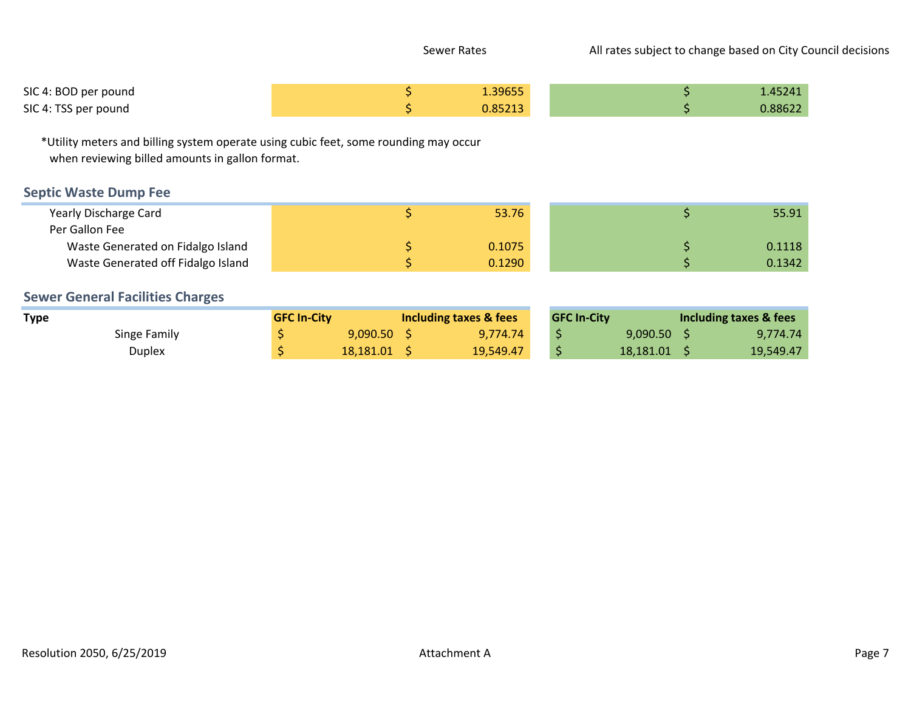Sewer Rates

All rates subject to change based on City Council decisions

| | | |
|---|---|---|
| SIC 4: BOD per pound | $ 1.39655 | $ 1.45241 |
| SIC 4: TSS per pound | $ 0.85213 | $ 0.88622 |

*Utility meters and billing system operate using cubic feet, some rounding may occur when reviewing billed amounts in gallon format.

## Septic Waste Dump Fee

| | | |
|---|---|---|
| Yearly Discharge Card | $ 53.76 | $ 55.91 |
| Per Gallon Fee | | |
| Waste Generated on Fidalgo Island | $ 0.1075 | $ 0.1118 |
| Waste Generated off Fidalgo Island | $ 0.1290 | $ 0.1342 |

## Sewer General Facilities Charges

| Type | GFC In-City | Including taxes & fees | GFC In-City | Including taxes & fees |
|---|---|---|---|---|
| Singe Family | $ 9,090.50 | $ 9,774.74 | $ 9,090.50 | $ 9,774.74 |
| Duplex | $ 18,181.01 | $ 19,549.47 | $ 18,181.01 | $ 19,549.47 |

Resolution 2050, 6/25/2019

Attachment A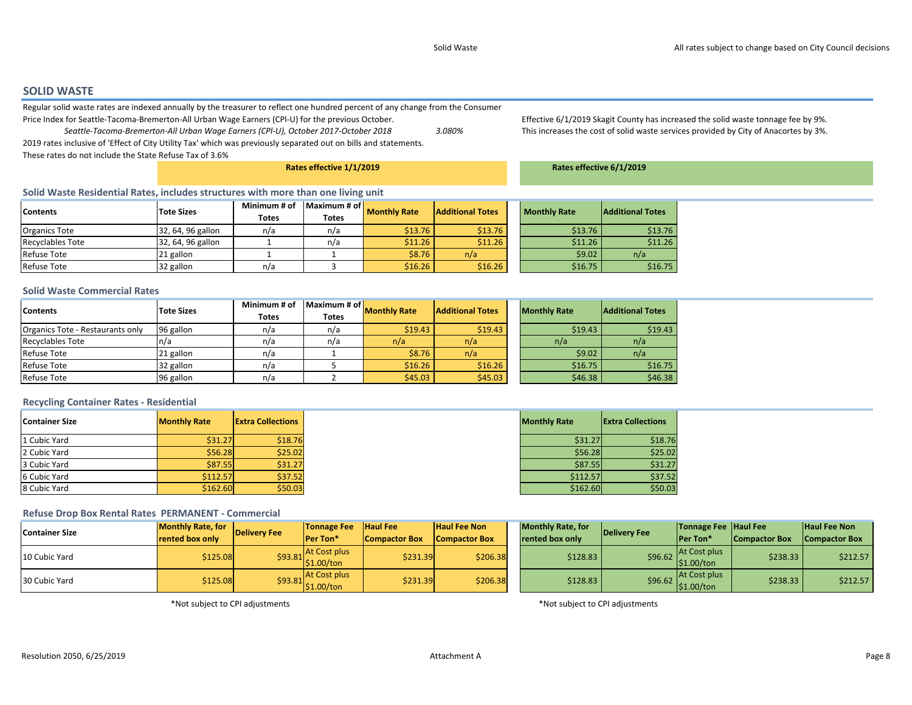## SOLID WASTE

Regular solid waste rates are indexed annually by the treasurer to reflect one hundred percent of any change from the Consumer Price Index for Seattle-Tacoma-Bremerton-All Urban Wage Earners (CPI-U) for the previous October.

*Seattle-Tacoma-Bremerton-All Urban Wage Earners (CPI-U), October 2017-October 2018* *3.080%*

2019 rates inclusive of 'Effect of City Utility Tax' which was previously separated out on bills and statements.

These rates do not include the State Refuse Tax of 3.6%

Effective 6/1/2019 Skagit County has increased the solid waste tonnage fee by 9%.
This increases the cost of solid waste services provided by City of Anacortes by 3%.

### Solid Waste Residential Rates, includes structures with more than one living unit

| Contents | Tote Sizes | Minimum # of Totes | Maximum # of Totes | Rates effective 1/1/2019 Monthly Rate | Rates effective 1/1/2019 Additional Totes | Rates effective 6/1/2019 Monthly Rate | Rates effective 6/1/2019 Additional Totes |
|---|---|---|---|---|---|---|---|
| Organics Tote | 32, 64, 96 gallon | n/a | n/a | $13.76 | $13.76 | $13.76 | $13.76 |
| Recyclables Tote | 32, 64, 96 gallon | 1 | n/a | $11.26 | $11.26 | $11.26 | $11.26 |
| Refuse Tote | 21 gallon | 1 | 1 | $8.76 | n/a | $9.02 | n/a |
| Refuse Tote | 32 gallon | n/a | 3 | $16.26 | $16.26 | $16.75 | $16.75 |

### Solid Waste Commercial Rates

| Contents | Tote Sizes | Minimum # of Totes | Maximum # of Totes | Rates effective 1/1/2019 Monthly Rate | Rates effective 1/1/2019 Additional Totes | Rates effective 6/1/2019 Monthly Rate | Rates effective 6/1/2019 Additional Totes |
|---|---|---|---|---|---|---|---|
| Organics Tote - Restaurants only | 96 gallon | n/a | n/a | $19.43 | $19.43 | $19.43 | $19.43 |
| Recyclables Tote | n/a | n/a | n/a | n/a | n/a | n/a | n/a |
| Refuse Tote | 21 gallon | n/a | 1 | $8.76 | n/a | $9.02 | n/a |
| Refuse Tote | 32 gallon | n/a | 5 | $16.26 | $16.26 | $16.75 | $16.75 |
| Refuse Tote | 96 gallon | n/a | 2 | $45.03 | $45.03 | $46.38 | $46.38 |

### Recycling Container Rates - Residential

| Container Size | Rates effective 1/1/2019 Monthly Rate | Rates effective 1/1/2019 Extra Collections | Rates effective 6/1/2019 Monthly Rate | Rates effective 6/1/2019 Extra Collections |
|---|---|---|---|---|
| 1 Cubic Yard | $31.27 | $18.76 | $31.27 | $18.76 |
| 2 Cubic Yard | $56.28 | $25.02 | $56.28 | $25.02 |
| 3 Cubic Yard | $87.55 | $31.27 | $87.55 | $31.27 |
| 6 Cubic Yard | $112.57 | $37.52 | $112.57 | $37.52 |
| 8 Cubic Yard | $162.60 | $50.03 | $162.60 | $50.03 |

### Refuse Drop Box Rental Rates PERMANENT - Commercial

Rates effective 1/1/2019:

| Container Size | Monthly Rate, for rented box only | Delivery Fee | Tonnage Fee Per Ton* | Haul Fee Compactor Box | Haul Fee Non Compactor Box |
|---|---|---|---|---|---|
| 10 Cubic Yard | $125.08 | $93.81 | At Cost plus $1.00/ton | $231.39 | $206.38 |
| 30 Cubic Yard | $125.08 | $93.81 | At Cost plus $1.00/ton | $231.39 | $206.38 |

*Not subject to CPI adjustments

Rates effective 6/1/2019:

| Container Size | Monthly Rate, for rented box only | Delivery Fee | Tonnage Fee Per Ton* | Haul Fee Compactor Box | Haul Fee Non Compactor Box |
|---|---|---|---|---|---|
| 10 Cubic Yard | $128.83 | $96.62 | At Cost plus $1.00/ton | $238.33 | $212.57 |
| 30 Cubic Yard | $128.83 | $96.62 | At Cost plus $1.00/ton | $238.33 | $212.57 |

*Not subject to CPI adjustments

Resolution 2050, 6/25/2019 — Attachment A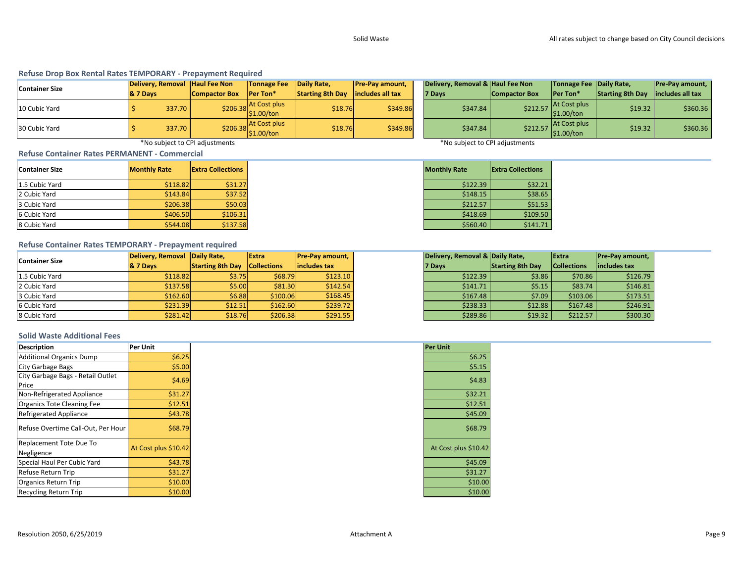## Refuse Drop Box Rental Rates TEMPORARY - Prepayment Required

| Container Size | Delivery, Removal & 7 Days | Haul Fee Non Compactor Box | Tonnage Fee Per Ton* | Daily Rate, Starting 8th Day | Pre-Pay amount, includes all tax | Delivery, Removal & 7 Days | Haul Fee Non Compactor Box | Tonnage Fee Per Ton* | Daily Rate, Starting 8th Day | Pre-Pay amount, includes all tax |
|---|---|---|---|---|---|---|---|---|---|---|
| 10 Cubic Yard | $ 337.70 | $206.38 | At Cost plus $1.00/ton | $18.76 | $349.86 | $347.84 | $212.57 | At Cost plus $1.00/ton | $19.32 | $360.36 |
| 30 Cubic Yard | $ 337.70 | $206.38 | At Cost plus $1.00/ton | $18.76 | $349.86 | $347.84 | $212.57 | At Cost plus $1.00/ton | $19.32 | $360.36 |

*No subject to CPI adjustments

*No subject to CPI adjustments

## Refuse Container Rates PERMANENT - Commercial

| Container Size | Monthly Rate | Extra Collections | Monthly Rate | Extra Collections |
|---|---|---|---|---|
| 1.5 Cubic Yard | $118.82 | $31.27 | $122.39 | $32.21 |
| 2 Cubic Yard | $143.84 | $37.52 | $148.15 | $38.65 |
| 3 Cubic Yard | $206.38 | $50.03 | $212.57 | $51.53 |
| 6 Cubic Yard | $406.50 | $106.31 | $418.69 | $109.50 |
| 8 Cubic Yard | $544.08 | $137.58 | $560.40 | $141.71 |

## Refuse Container Rates TEMPORARY - Prepayment required

| Container Size | Delivery, Removal & 7 Days | Daily Rate, Starting 8th Day | Extra Collections | Pre-Pay amount, includes tax | Delivery, Removal & 7 Days | Daily Rate, Starting 8th Day | Extra Collections | Pre-Pay amount, includes tax |
|---|---|---|---|---|---|---|---|---|
| 1.5 Cubic Yard | $118.82 | $3.75 | $68.79 | $123.10 | $122.39 | $3.86 | $70.86 | $126.79 |
| 2 Cubic Yard | $137.58 | $5.00 | $81.30 | $142.54 | $141.71 | $5.15 | $83.74 | $146.81 |
| 3 Cubic Yard | $162.60 | $6.88 | $100.06 | $168.45 | $167.48 | $7.09 | $103.06 | $173.51 |
| 6 Cubic Yard | $231.39 | $12.51 | $162.60 | $239.72 | $238.33 | $12.88 | $167.48 | $246.91 |
| 8 Cubic Yard | $281.42 | $18.76 | $206.38 | $291.55 | $289.86 | $19.32 | $212.57 | $300.30 |

## Solid Waste Additional Fees

| Description | Per Unit | Per Unit |
|---|---|---|
| Additional Organics Dump | $6.25 | $6.25 |
| City Garbage Bags | $5.00 | $5.15 |
| City Garbage Bags - Retail Outlet Price | $4.69 | $4.83 |
| Non-Refrigerated Appliance | $31.27 | $32.21 |
| Organics Tote Cleaning Fee | $12.51 | $12.51 |
| Refrigerated Appliance | $43.78 | $45.09 |
| Refuse Overtime Call-Out, Per Hour | $68.79 | $68.79 |
| Replacement Tote Due To Negligence | At Cost plus $10.42 | At Cost plus $10.42 |
| Special Haul Per Cubic Yard | $43.78 | $45.09 |
| Refuse Return Trip | $31.27 | $31.27 |
| Organics Return Trip | $10.00 | $10.00 |
| Recycling Return Trip | $10.00 | $10.00 |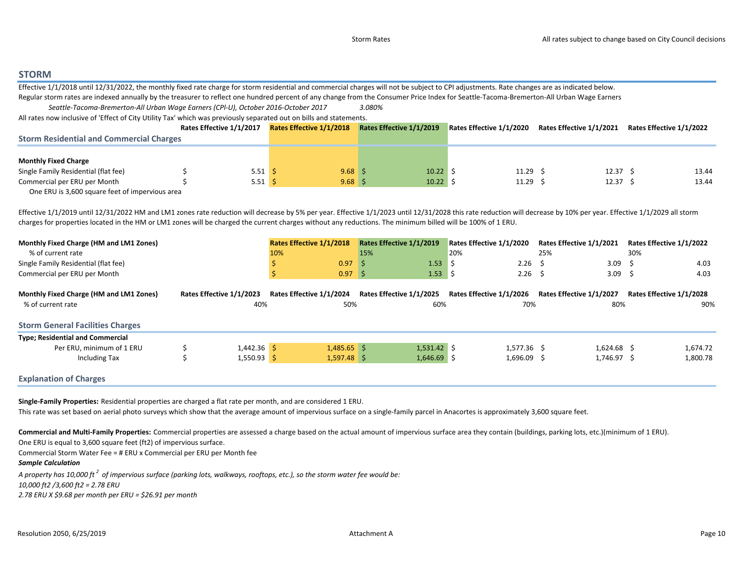## STORM

Effective 1/1/2018 until 12/31/2022, the monthly fixed rate charge for storm residential and commercial charges will not be subject to CPI adjustments. Rate changes are as indicated below.

Regular storm rates are indexed annually by the treasurer to reflect one hundred percent of any change from the Consumer Price Index for Seattle-Tacoma-Bremerton-All Urban Wage Earners

*Seattle-Tacoma-Bremerton-All Urban Wage Earners (CPI-U), October 2016-October 2017* *3.080%*

All rates now inclusive of 'Effect of City Utility Tax' which was previously separated out on bills and statements.

| Storm Residential and Commercial Charges | Rates Effective 1/1/2017 | Rates Effective 1/1/2018 | Rates Effective 1/1/2019 | Rates Effective 1/1/2020 | Rates Effective 1/1/2021 | Rates Effective 1/1/2022 |
|---|---|---|---|---|---|---|
| **Monthly Fixed Charge** | | | | | | |
| Single Family Residential (flat fee) | $ 5.51 | $ 9.68 | $ 10.22 | $ 11.29 | $ 12.37 | $ 13.44 |
| Commercial per ERU per Month | $ 5.51 | $ 9.68 | $ 10.22 | $ 11.29 | $ 12.37 | $ 13.44 |
| One ERU is 3,600 square feet of impervious area | | | | | | |

Effective 1/1/2019 until 12/31/2022 HM and LM1 zones rate reduction will decrease by 5% per year. Effective 1/1/2023 until 12/31/2028 this rate reduction will decrease by 10% per year. Effective 1/1/2029 all storm charges for properties located in the HM or LM1 zones will be charged the current charges without any reductions. The minimum billed will be 100% of 1 ERU.

| Monthly Fixed Charge (HM and LM1 Zones) | Rates Effective 1/1/2018 | Rates Effective 1/1/2019 | Rates Effective 1/1/2020 | Rates Effective 1/1/2021 | Rates Effective 1/1/2022 |
|---|---|---|---|---|---|
| % of current rate | 10% | 15% | 20% | 25% | 30% |
| Single Family Residential (flat fee) | $ 0.97 | $ 1.53 | $ 2.26 | $ 3.09 | $ 4.03 |
| Commercial per ERU per Month | $ 0.97 | $ 1.53 | $ 2.26 | $ 3.09 | $ 4.03 |

| Monthly Fixed Charge (HM and LM1 Zones) | Rates Effective 1/1/2023 | Rates Effective 1/1/2024 | Rates Effective 1/1/2025 | Rates Effective 1/1/2026 | Rates Effective 1/1/2027 | Rates Effective 1/1/2028 |
|---|---|---|---|---|---|---|
| % of current rate | 40% | 50% | 60% | 70% | 80% | 90% |

### Storm General Facilities Charges

| Type; Residential and Commercial | Rates Effective 1/1/2017 | Rates Effective 1/1/2018 | Rates Effective 1/1/2019 | Rates Effective 1/1/2020 | Rates Effective 1/1/2021 | Rates Effective 1/1/2022 |
|---|---|---|---|---|---|---|
| Per ERU, minimum of 1 ERU | $ 1,442.36 | $ 1,485.65 | $ 1,531.42 | $ 1,577.36 | $ 1,624.68 | $ 1,674.72 |
| Including Tax | $ 1,550.93 | $ 1,597.48 | $ 1,646.69 | $ 1,696.09 | $ 1,746.97 | $ 1,800.78 |

### Explanation of Charges

**Single-Family Properties:** Residential properties are charged a flat rate per month, and are considered 1 ERU.

This rate was set based on aerial photo surveys which show that the average amount of impervious surface on a single-family parcel in Anacortes is approximately 3,600 square feet.

**Commercial and Multi-Family Properties:** Commercial properties are assessed a charge based on the actual amount of impervious surface area they contain (buildings, parking lots, etc.)(minimum of 1 ERU).

One ERU is equal to 3,600 square feet (ft2) of impervious surface.

Commercial Storm Water Fee = # ERU x Commercial per ERU per Month fee

***Sample Calculation***

*A property has 10,000 ft$^2$ of impervious surface (parking lots, walkways, rooftops, etc.), so the storm water fee would be:*

*10,000 ft2 /3,600 ft2 = 2.78 ERU*

*2.78 ERU X $9.68 per month per ERU = $26.91 per month*

Resolution 2050, 6/25/2019 Attachment A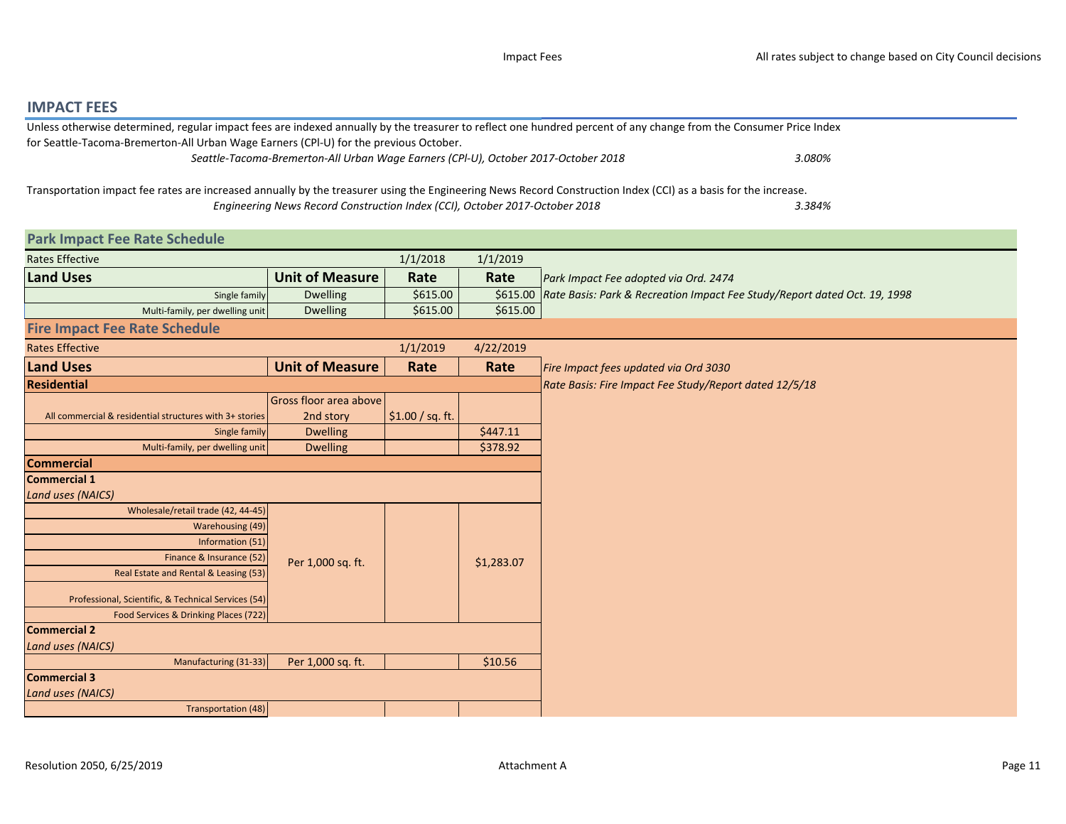## IMPACT FEES

Unless otherwise determined, regular impact fees are indexed annually by the treasurer to reflect one hundred percent of any change from the Consumer Price Index for Seattle-Tacoma-Bremerton-All Urban Wage Earners (CPI-U) for the previous October.

*Seattle-Tacoma-Bremerton-All Urban Wage Earners (CPI-U), October 2017-October 2018* — *3.080%*

Transportation impact fee rates are increased annually by the treasurer using the Engineering News Record Construction Index (CCI) as a basis for the increase.

*Engineering News Record Construction Index (CCI), October 2017-October 2018* — *3.384%*

### Park Impact Fee Rate Schedule

| Rates Effective | | 1/1/2018 | 1/1/2019 | |
|---|---|---|---|---|
| **Land Uses** | **Unit of Measure** | **Rate** | **Rate** | *Park Impact Fee adopted via Ord. 2474* |
| Single family | Dwelling | $615.00 | $615.00 | *Rate Basis: Park & Recreation Impact Fee Study/Report dated Oct. 19, 1998* |
| Multi-family, per dwelling unit | Dwelling | $615.00 | $615.00 | |

### Fire Impact Fee Rate Schedule

| Rates Effective | | 1/1/2019 | 4/22/2019 | |
|---|---|---|---|---|
| **Land Uses** | **Unit of Measure** | **Rate** | **Rate** | *Fire Impact fees updated via Ord 3030* |
| **Residential** | | | | *Rate Basis: Fire Impact Fee Study/Report dated 12/5/18* |
| All commercial & residential structures with 3+ stories | Gross floor area above 2nd story | $1.00 / sq. ft. | | |
| Single family | Dwelling | | $447.11 | |
| Multi-family, per dwelling unit | Dwelling | | $378.92 | |
| **Commercial** | | | | |
| **Commercial 1** | | | | |
| *Land uses (NAICS)* | | | | |
| Wholesale/retail trade (42, 44-45) | Per 1,000 sq. ft. | | $1,283.07 | |
| Warehousing (49) | | | | |
| Information (51) | | | | |
| Finance & Insurance (52) | | | | |
| Real Estate and Rental & Leasing (53) | | | | |
| Professional, Scientific, & Technical Services (54) | | | | |
| Food Services & Drinking Places (722) | | | | |
| **Commercial 2** | | | | |
| *Land uses (NAICS)* | | | | |
| Manufacturing (31-33) | Per 1,000 sq. ft. | | $10.56 | |
| **Commercial 3** | | | | |
| *Land uses (NAICS)* | | | | |
| Transportation (48) | | | | |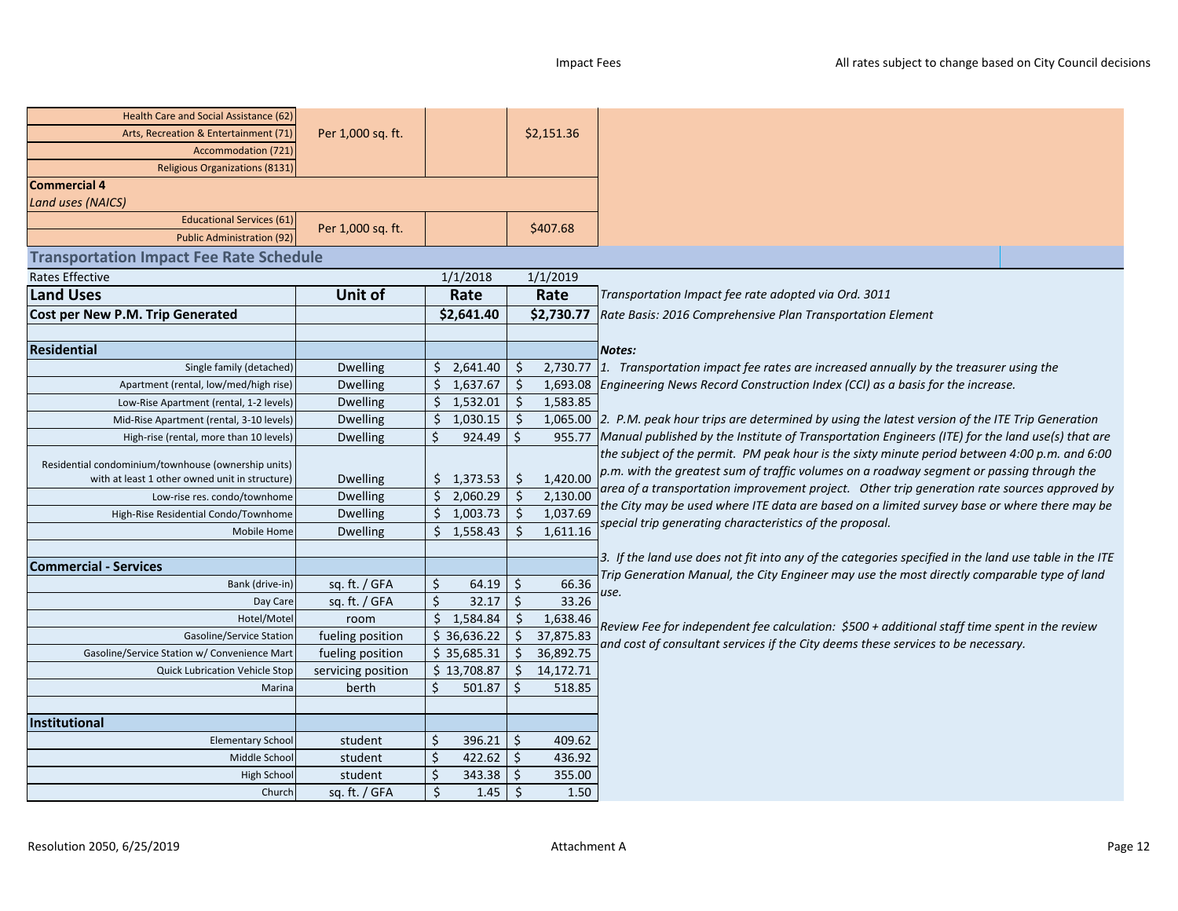| | | | |
|---|---|---|---|
| Health Care and Social Assistance (62) | Per 1,000 sq. ft. | | $2,151.36 |
| Arts, Recreation & Entertainment (71) | | | |
| Accommodation (721) | | | |
| Religious Organizations (8131) | | | |
| **Commercial 4** | | | |
| *Land uses (NAICS)* | | | |
| Educational Services (61) | Per 1,000 sq. ft. | | $407.68 |
| Public Administration (92) | | | |

## Transportation Impact Fee Rate Schedule

| Rates Effective | | 1/1/2018 | 1/1/2019 |
|---|---|---|---|
| **Land Uses** | **Unit of** | **Rate** | **Rate** |
| **Cost per New P.M. Trip Generated** | | **$2,641.40** | **$2,730.77** |
| | | | |
| **Residential** | | | |
| Single family (detached) | Dwelling | $ 2,641.40 | $ 2,730.77 |
| Apartment (rental, low/med/high rise) | Dwelling | $ 1,637.67 | $ 1,693.08 |
| Low-Rise Apartment (rental, 1-2 levels) | Dwelling | $ 1,532.01 | $ 1,583.85 |
| Mid-Rise Apartment (rental, 3-10 levels) | Dwelling | $ 1,030.15 | $ 1,065.00 |
| High-rise (rental, more than 10 levels) | Dwelling | $ 924.49 | $ 955.77 |
| Residential condominium/townhouse (ownership units) with at least 1 other owned unit in structure) | Dwelling | $ 1,373.53 | $ 1,420.00 |
| Low-rise res. condo/townhome | Dwelling | $ 2,060.29 | $ 2,130.00 |
| High-Rise Residential Condo/Townhome | Dwelling | $ 1,003.73 | $ 1,037.69 |
| Mobile Home | Dwelling | $ 1,558.43 | $ 1,611.16 |
| | | | |
| **Commercial - Services** | | | |
| Bank (drive-in) | sq. ft. / GFA | $ 64.19 | $ 66.36 |
| Day Care | sq. ft. / GFA | $ 32.17 | $ 33.26 |
| Hotel/Motel | room | $ 1,584.84 | $ 1,638.46 |
| Gasoline/Service Station | fueling position | $ 36,636.22 | $ 37,875.83 |
| Gasoline/Service Station w/ Convenience Mart | fueling position | $ 35,685.31 | $ 36,892.75 |
| Quick Lubrication Vehicle Stop | servicing position | $ 13,708.87 | $ 14,172.71 |
| Marina | berth | $ 501.87 | $ 518.85 |
| | | | |
| **Institutional** | | | |
| Elementary School | student | $ 396.21 | $ 409.62 |
| Middle School | student | $ 422.62 | $ 436.92 |
| High School | student | $ 343.38 | $ 355.00 |
| Church | sq. ft. / GFA | $ 1.45 | $ 1.50 |

*Transportation Impact fee rate adopted via Ord. 3011*

*Rate Basis: 2016 Comprehensive Plan Transportation Element*

***Notes:***

*1. Transportation impact fee rates are increased annually by the treasurer using the Engineering News Record Construction Index (CCI) as a basis for the increase.*

*2. P.M. peak hour trips are determined by using the latest version of the ITE Trip Generation Manual published by the Institute of Transportation Engineers (ITE) for the land use(s) that are the subject of the permit. PM peak hour is the sixty minute period between 4:00 p.m. and 6:00 p.m. with the greatest sum of traffic volumes on a roadway segment or passing through the area of a transportation improvement project. Other trip generation rate sources approved by the City may be used where ITE data are based on a limited survey base or where there may be special trip generating characteristics of the proposal.*

*3. If the land use does not fit into any of the categories specified in the land use table in the ITE Trip Generation Manual, the City Engineer may use the most directly comparable type of land use.*

*Review Fee for independent fee calculation: $500 + additional staff time spent in the review and cost of consultant services if the City deems these services to be necessary.*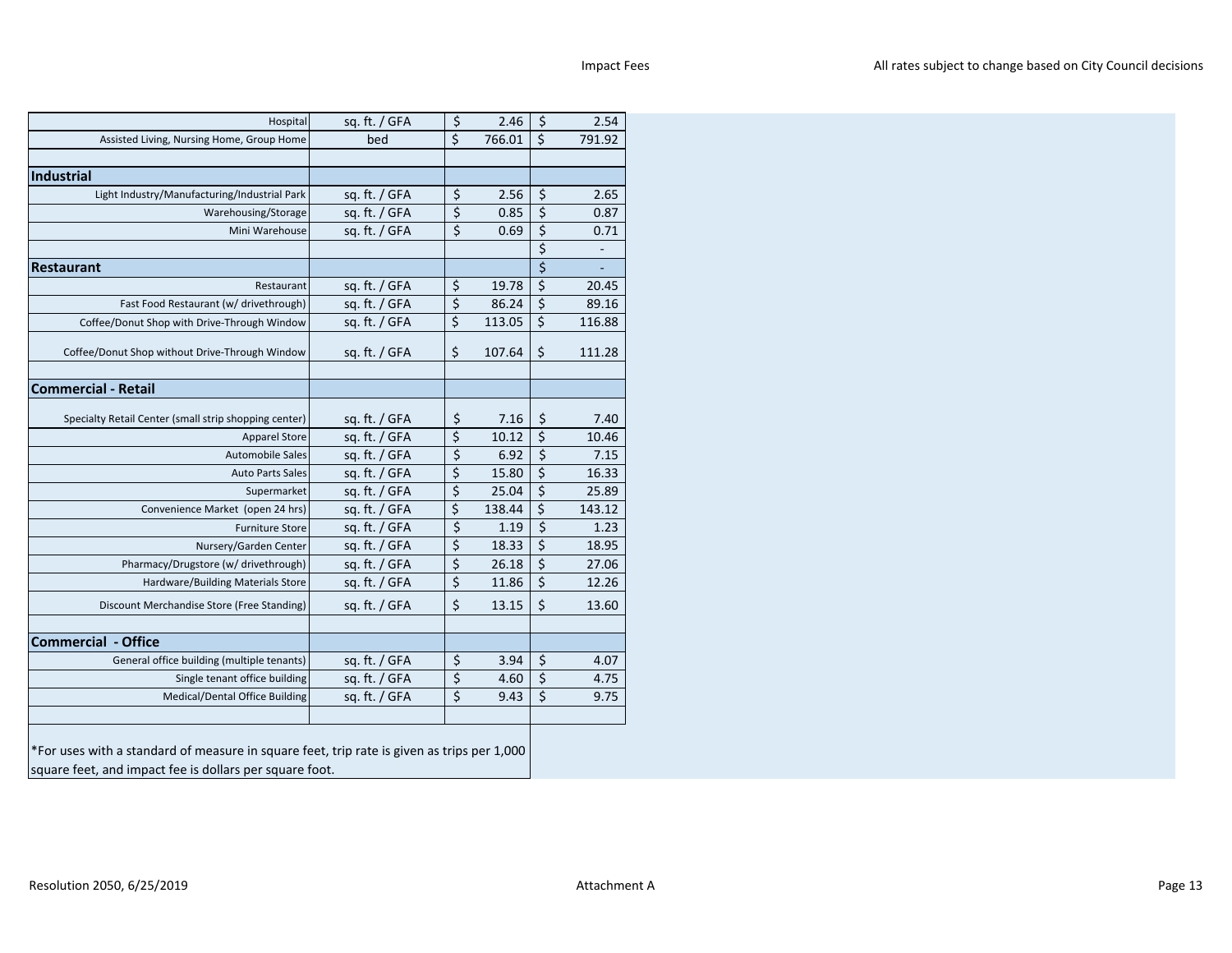| | | | |
|---|---|---|---|
| Hospital | sq. ft. / GFA | $ 2.46 | $ 2.54 |
| Assisted Living, Nursing Home, Group Home | bed | $ 766.01 | $ 791.92 |
| | | | |
| **Industrial** | | | |
| Light Industry/Manufacturing/Industrial Park | sq. ft. / GFA | $ 2.56 | $ 2.65 |
| Warehousing/Storage | sq. ft. / GFA | $ 0.85 | $ 0.87 |
| Mini Warehouse | sq. ft. / GFA | $ 0.69 | $ 0.71 |
| | | | $ - |
| **Restaurant** | | | $ - |
| Restaurant | sq. ft. / GFA | $ 19.78 | $ 20.45 |
| Fast Food Restaurant (w/ drivethrough) | sq. ft. / GFA | $ 86.24 | $ 89.16 |
| Coffee/Donut Shop with Drive-Through Window | sq. ft. / GFA | $ 113.05 | $ 116.88 |
| Coffee/Donut Shop without Drive-Through Window | sq. ft. / GFA | $ 107.64 | $ 111.28 |
| | | | |
| **Commercial - Retail** | | | |
| Specialty Retail Center (small strip shopping center) | sq. ft. / GFA | $ 7.16 | $ 7.40 |
| Apparel Store | sq. ft. / GFA | $ 10.12 | $ 10.46 |
| Automobile Sales | sq. ft. / GFA | $ 6.92 | $ 7.15 |
| Auto Parts Sales | sq. ft. / GFA | $ 15.80 | $ 16.33 |
| Supermarket | sq. ft. / GFA | $ 25.04 | $ 25.89 |
| Convenience Market (open 24 hrs) | sq. ft. / GFA | $ 138.44 | $ 143.12 |
| Furniture Store | sq. ft. / GFA | $ 1.19 | $ 1.23 |
| Nursery/Garden Center | sq. ft. / GFA | $ 18.33 | $ 18.95 |
| Pharmacy/Drugstore (w/ drivethrough) | sq. ft. / GFA | $ 26.18 | $ 27.06 |
| Hardware/Building Materials Store | sq. ft. / GFA | $ 11.86 | $ 12.26 |
| Discount Merchandise Store (Free Standing) | sq. ft. / GFA | $ 13.15 | $ 13.60 |
| | | | |
| **Commercial - Office** | | | |
| General office building (multiple tenants) | sq. ft. / GFA | $ 3.94 | $ 4.07 |
| Single tenant office building | sq. ft. / GFA | $ 4.60 | $ 4.75 |
| Medical/Dental Office Building | sq. ft. / GFA | $ 9.43 | $ 9.75 |

*For uses with a standard of measure in square feet, trip rate is given as trips per 1,000 square feet, and impact fee is dollars per square foot.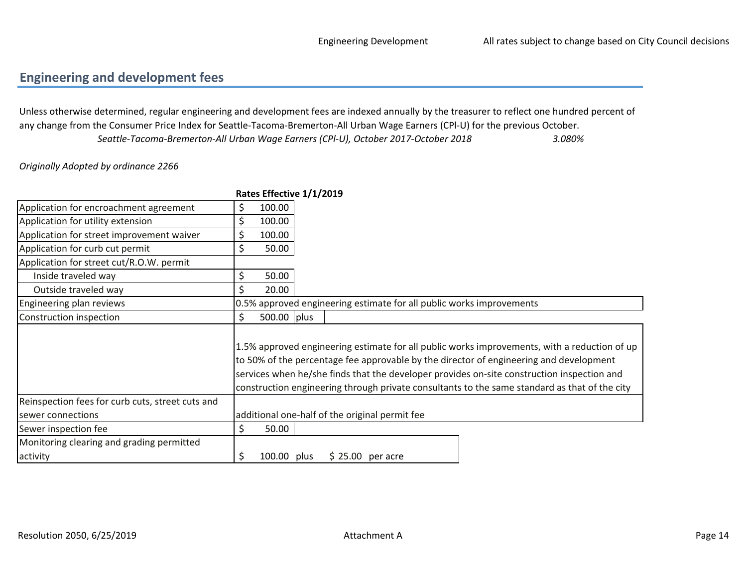## Engineering and development fees

Unless otherwise determined, regular engineering and development fees are indexed annually by the treasurer to reflect one hundred percent of any change from the Consumer Price Index for Seattle-Tacoma-Bremerton-All Urban Wage Earners (CPl-U) for the previous October.

*Seattle-Tacoma-Bremerton-All Urban Wage Earners (CPl-U), October 2017-October 2018* *3.080%*

*Originally Adopted by ordinance 2266*

| | **Rates Effective 1/1/2019** |
|---|---|
| Application for encroachment agreement | $ 100.00 |
| Application for utility extension | $ 100.00 |
| Application for street improvement waiver | $ 100.00 |
| Application for curb cut permit | $ 50.00 |
| Application for street cut/R.O.W. permit | |
| Inside traveled way | $ 50.00 |
| Outside traveled way | $ 20.00 |
| Engineering plan reviews | 0.5% approved engineering estimate for all public works improvements |
| Construction inspection | $ 500.00 plus |
| | 1.5% approved engineering estimate for all public works improvements, with a reduction of up to 50% of the percentage fee approvable by the director of engineering and development services when he/she finds that the developer provides on-site construction inspection and construction engineering through private consultants to the same standard as that of the city |
| Reinspection fees for curb cuts, street cuts and sewer connections | additional one-half of the original permit fee |
| Sewer inspection fee | $ 50.00 |
| Monitoring clearing and grading permitted activity | $ 100.00 plus $ 25.00 per acre |